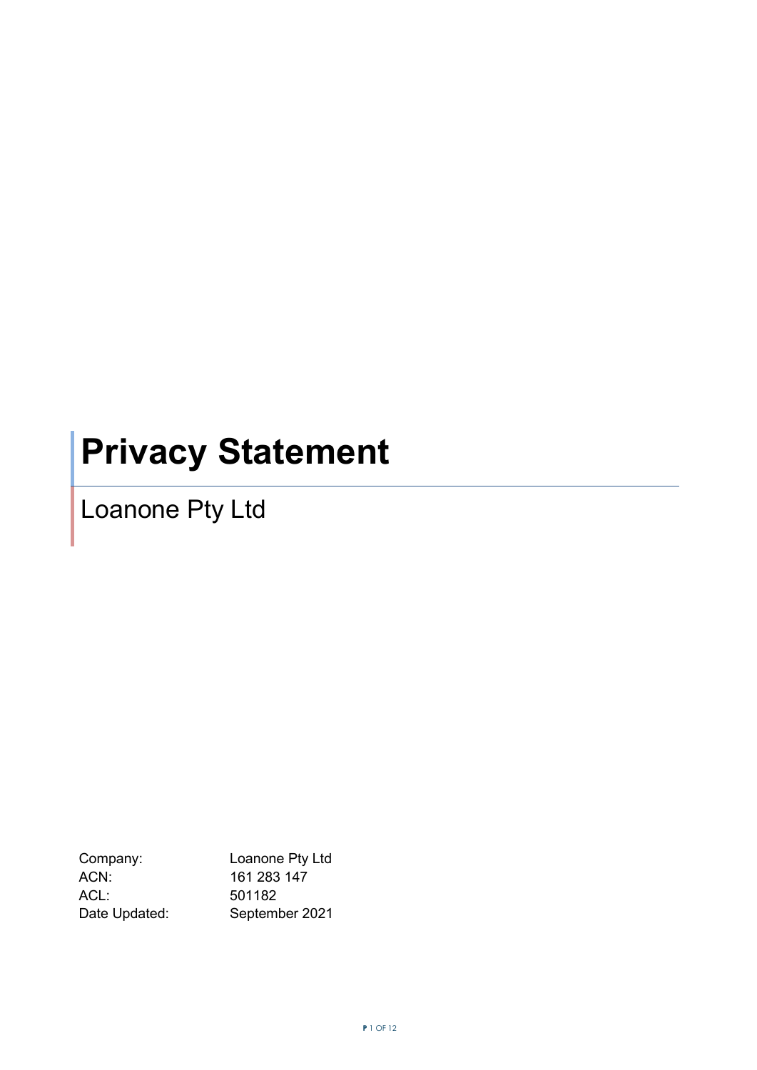# Privacy Statement

## Loanone Pty Ltd

| | |
|---|---|
| Company: | Loanone Pty Ltd |
| ACN: | 161 283 147 |
| ACL: | 501182 |
| Date Updated: | September 2021 |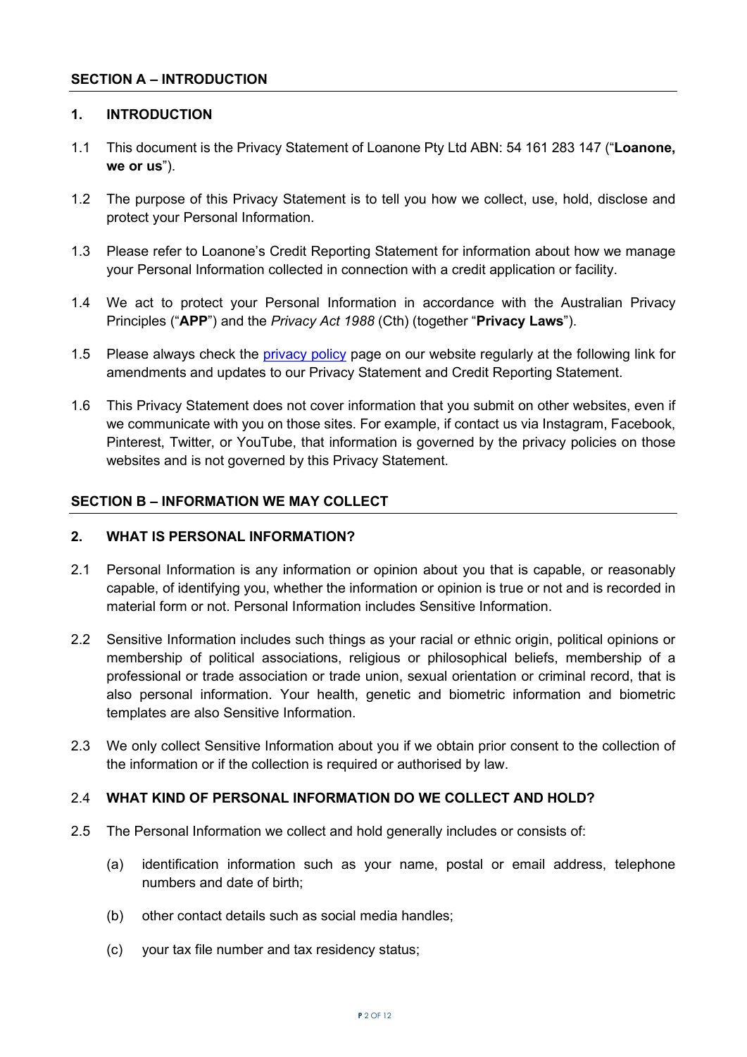## SECTION A – INTRODUCTION

### 1. INTRODUCTION

1.1 This document is the Privacy Statement of Loanone Pty Ltd ABN: 54 161 283 147 ("**Loanone, we or us**").

1.2 The purpose of this Privacy Statement is to tell you how we collect, use, hold, disclose and protect your Personal Information.

1.3 Please refer to Loanone's Credit Reporting Statement for information about how we manage your Personal Information collected in connection with a credit application or facility.

1.4 We act to protect your Personal Information in accordance with the Australian Privacy Principles ("**APP**") and the *Privacy Act 1988* (Cth) (together "**Privacy Laws**").

1.5 Please always check the [privacy policy]() page on our website regularly at the following link for amendments and updates to our Privacy Statement and Credit Reporting Statement.

1.6 This Privacy Statement does not cover information that you submit on other websites, even if we communicate with you on those sites. For example, if contact us via Instagram, Facebook, Pinterest, Twitter, or YouTube, that information is governed by the privacy policies on those websites and is not governed by this Privacy Statement.

## SECTION B – INFORMATION WE MAY COLLECT

### 2. WHAT IS PERSONAL INFORMATION?

2.1 Personal Information is any information or opinion about you that is capable, or reasonably capable, of identifying you, whether the information or opinion is true or not and is recorded in material form or not. Personal Information includes Sensitive Information.

2.2 Sensitive Information includes such things as your racial or ethnic origin, political opinions or membership of political associations, religious or philosophical beliefs, membership of a professional or trade association or trade union, sexual orientation or criminal record, that is also personal information. Your health, genetic and biometric information and biometric templates are also Sensitive Information.

2.3 We only collect Sensitive Information about you if we obtain prior consent to the collection of the information or if the collection is required or authorised by law.

2.4 **WHAT KIND OF PERSONAL INFORMATION DO WE COLLECT AND HOLD?**

2.5 The Personal Information we collect and hold generally includes or consists of:

(a) identification information such as your name, postal or email address, telephone numbers and date of birth;

(b) other contact details such as social media handles;

(c) your tax file number and tax residency status;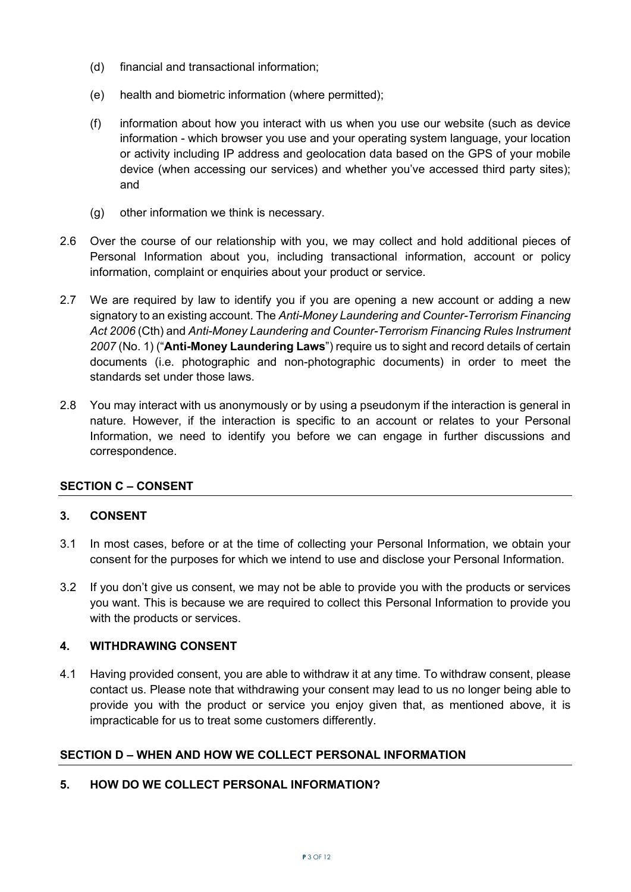(d) financial and transactional information;

(e) health and biometric information (where permitted);

(f) information about how you interact with us when you use our website (such as device information - which browser you use and your operating system language, your location or activity including IP address and geolocation data based on the GPS of your mobile device (when accessing our services) and whether you've accessed third party sites); and

(g) other information we think is necessary.

2.6 Over the course of our relationship with you, we may collect and hold additional pieces of Personal Information about you, including transactional information, account or policy information, complaint or enquiries about your product or service.

2.7 We are required by law to identify you if you are opening a new account or adding a new signatory to an existing account. The *Anti-Money Laundering and Counter-Terrorism Financing Act 2006* (Cth) and *Anti-Money Laundering and Counter-Terrorism Financing Rules Instrument 2007* (No. 1) ("**Anti-Money Laundering Laws**") require us to sight and record details of certain documents (i.e. photographic and non-photographic documents) in order to meet the standards set under those laws.

2.8 You may interact with us anonymously or by using a pseudonym if the interaction is general in nature. However, if the interaction is specific to an account or relates to your Personal Information, we need to identify you before we can engage in further discussions and correspondence.

## SECTION C – CONSENT

### 3. CONSENT

3.1 In most cases, before or at the time of collecting your Personal Information, we obtain your consent for the purposes for which we intend to use and disclose your Personal Information.

3.2 If you don't give us consent, we may not be able to provide you with the products or services you want. This is because we are required to collect this Personal Information to provide you with the products or services.

### 4. WITHDRAWING CONSENT

4.1 Having provided consent, you are able to withdraw it at any time. To withdraw consent, please contact us. Please note that withdrawing your consent may lead to us no longer being able to provide you with the product or service you enjoy given that, as mentioned above, it is impracticable for us to treat some customers differently.

## SECTION D – WHEN AND HOW WE COLLECT PERSONAL INFORMATION

### 5. HOW DO WE COLLECT PERSONAL INFORMATION?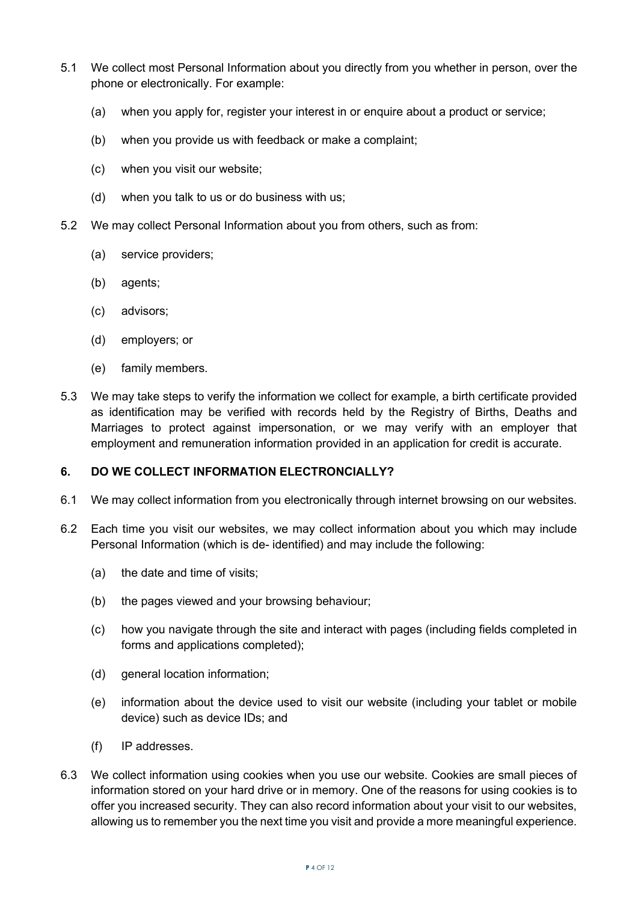5.1 We collect most Personal Information about you directly from you whether in person, over the phone or electronically. For example:

(a) when you apply for, register your interest in or enquire about a product or service;

(b) when you provide us with feedback or make a complaint;

(c) when you visit our website;

(d) when you talk to us or do business with us;

5.2 We may collect Personal Information about you from others, such as from:

(a) service providers;

(b) agents;

(c) advisors;

(d) employers; or

(e) family members.

5.3 We may take steps to verify the information we collect for example, a birth certificate provided as identification may be verified with records held by the Registry of Births, Deaths and Marriages to protect against impersonation, or we may verify with an employer that employment and remuneration information provided in an application for credit is accurate.

## 6. DO WE COLLECT INFORMATION ELECTRONCIALLY?

6.1 We may collect information from you electronically through internet browsing on our websites.

6.2 Each time you visit our websites, we may collect information about you which may include Personal Information (which is de- identified) and may include the following:

(a) the date and time of visits;

(b) the pages viewed and your browsing behaviour;

(c) how you navigate through the site and interact with pages (including fields completed in forms and applications completed);

(d) general location information;

(e) information about the device used to visit our website (including your tablet or mobile device) such as device IDs; and

(f) IP addresses.

6.3 We collect information using cookies when you use our website. Cookies are small pieces of information stored on your hard drive or in memory. One of the reasons for using cookies is to offer you increased security. They can also record information about your visit to our websites, allowing us to remember you the next time you visit and provide a more meaningful experience.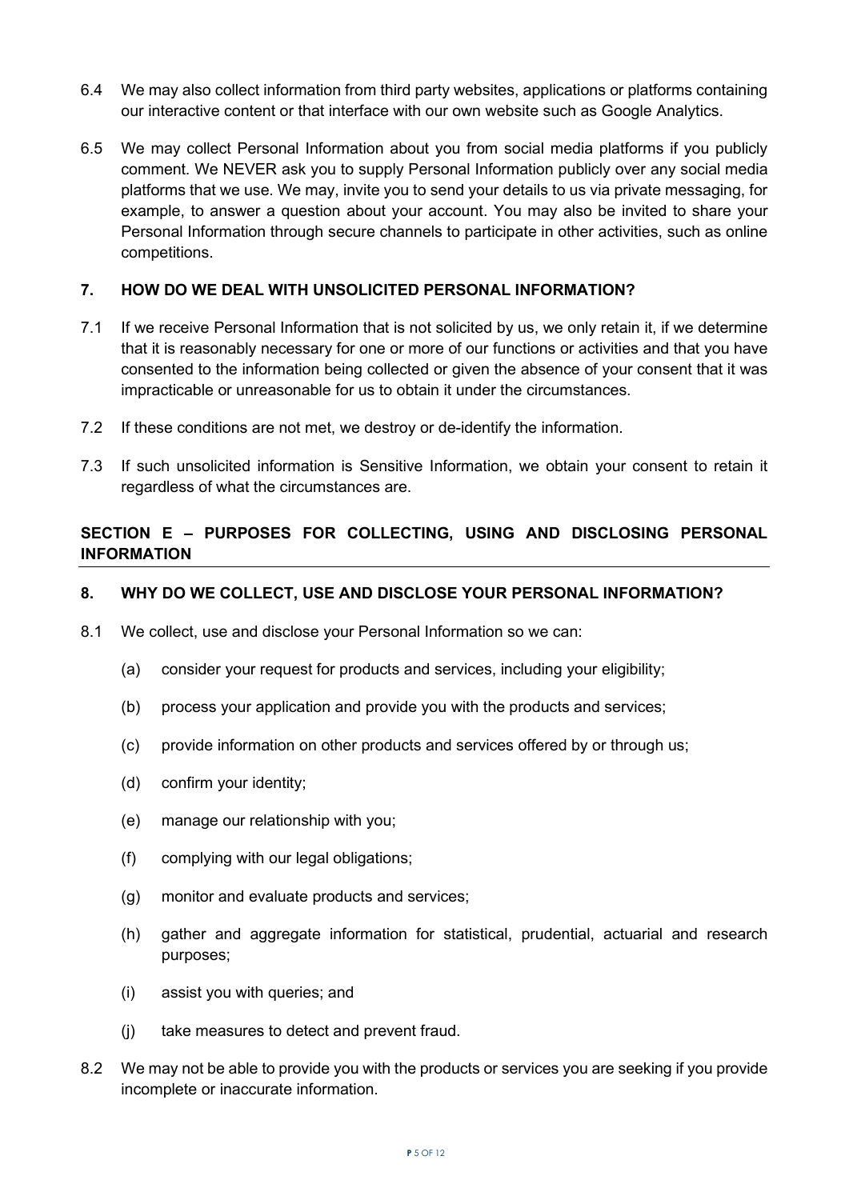6.4 We may also collect information from third party websites, applications or platforms containing our interactive content or that interface with our own website such as Google Analytics.

6.5 We may collect Personal Information about you from social media platforms if you publicly comment. We NEVER ask you to supply Personal Information publicly over any social media platforms that we use. We may, invite you to send your details to us via private messaging, for example, to answer a question about your account. You may also be invited to share your Personal Information through secure channels to participate in other activities, such as online competitions.

### 7. HOW DO WE DEAL WITH UNSOLICITED PERSONAL INFORMATION?

7.1 If we receive Personal Information that is not solicited by us, we only retain it, if we determine that it is reasonably necessary for one or more of our functions or activities and that you have consented to the information being collected or given the absence of your consent that it was impracticable or unreasonable for us to obtain it under the circumstances.

7.2 If these conditions are not met, we destroy or de-identify the information.

7.3 If such unsolicited information is Sensitive Information, we obtain your consent to retain it regardless of what the circumstances are.

## SECTION E – PURPOSES FOR COLLECTING, USING AND DISCLOSING PERSONAL INFORMATION

### 8. WHY DO WE COLLECT, USE AND DISCLOSE YOUR PERSONAL INFORMATION?

8.1 We collect, use and disclose your Personal Information so we can:

(a) consider your request for products and services, including your eligibility;

(b) process your application and provide you with the products and services;

(c) provide information on other products and services offered by or through us;

(d) confirm your identity;

(e) manage our relationship with you;

(f) complying with our legal obligations;

(g) monitor and evaluate products and services;

(h) gather and aggregate information for statistical, prudential, actuarial and research purposes;

(i) assist you with queries; and

(j) take measures to detect and prevent fraud.

8.2 We may not be able to provide you with the products or services you are seeking if you provide incomplete or inaccurate information.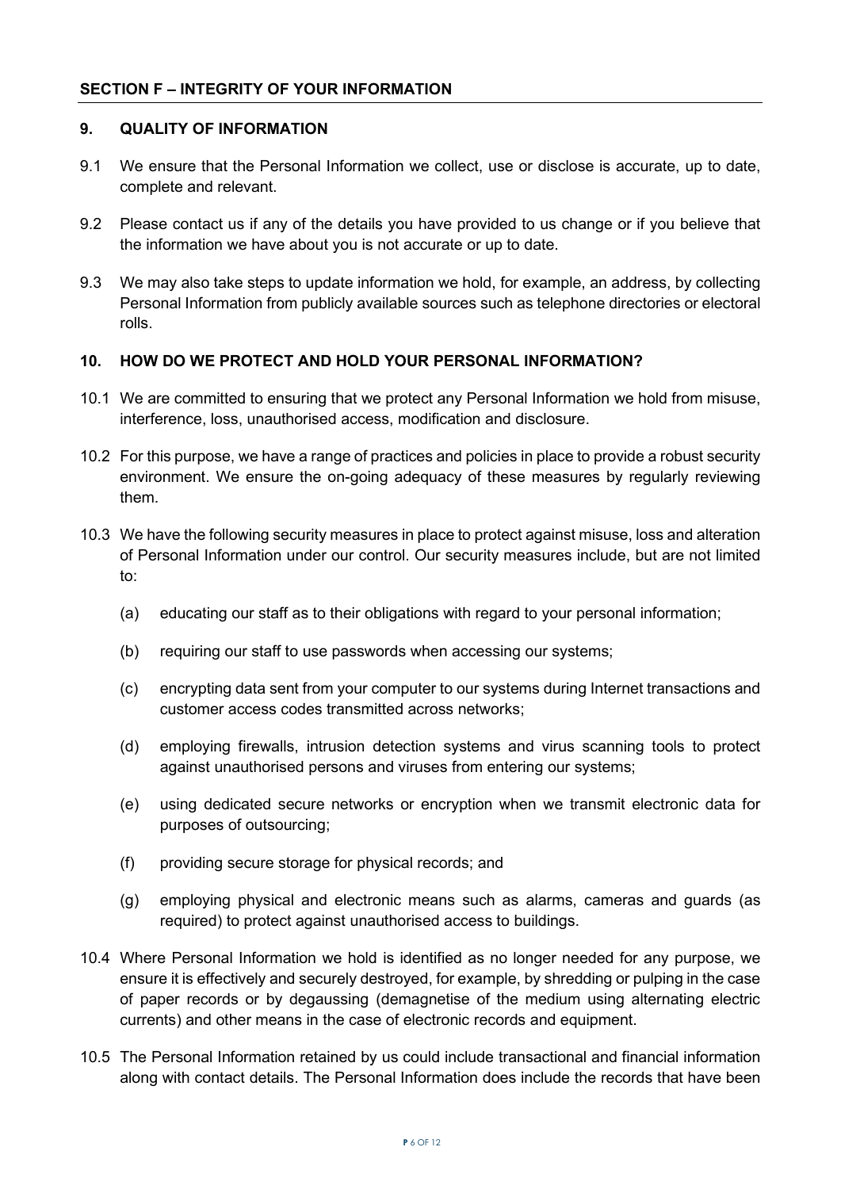## SECTION F – INTEGRITY OF YOUR INFORMATION

### 9. QUALITY OF INFORMATION

9.1 We ensure that the Personal Information we collect, use or disclose is accurate, up to date, complete and relevant.

9.2 Please contact us if any of the details you have provided to us change or if you believe that the information we have about you is not accurate or up to date.

9.3 We may also take steps to update information we hold, for example, an address, by collecting Personal Information from publicly available sources such as telephone directories or electoral rolls.

### 10. HOW DO WE PROTECT AND HOLD YOUR PERSONAL INFORMATION?

10.1 We are committed to ensuring that we protect any Personal Information we hold from misuse, interference, loss, unauthorised access, modification and disclosure.

10.2 For this purpose, we have a range of practices and policies in place to provide a robust security environment. We ensure the on-going adequacy of these measures by regularly reviewing them.

10.3 We have the following security measures in place to protect against misuse, loss and alteration of Personal Information under our control. Our security measures include, but are not limited to:

(a) educating our staff as to their obligations with regard to your personal information;

(b) requiring our staff to use passwords when accessing our systems;

(c) encrypting data sent from your computer to our systems during Internet transactions and customer access codes transmitted across networks;

(d) employing firewalls, intrusion detection systems and virus scanning tools to protect against unauthorised persons and viruses from entering our systems;

(e) using dedicated secure networks or encryption when we transmit electronic data for purposes of outsourcing;

(f) providing secure storage for physical records; and

(g) employing physical and electronic means such as alarms, cameras and guards (as required) to protect against unauthorised access to buildings.

10.4 Where Personal Information we hold is identified as no longer needed for any purpose, we ensure it is effectively and securely destroyed, for example, by shredding or pulping in the case of paper records or by degaussing (demagnetise of the medium using alternating electric currents) and other means in the case of electronic records and equipment.

10.5 The Personal Information retained by us could include transactional and financial information along with contact details. The Personal Information does include the records that have been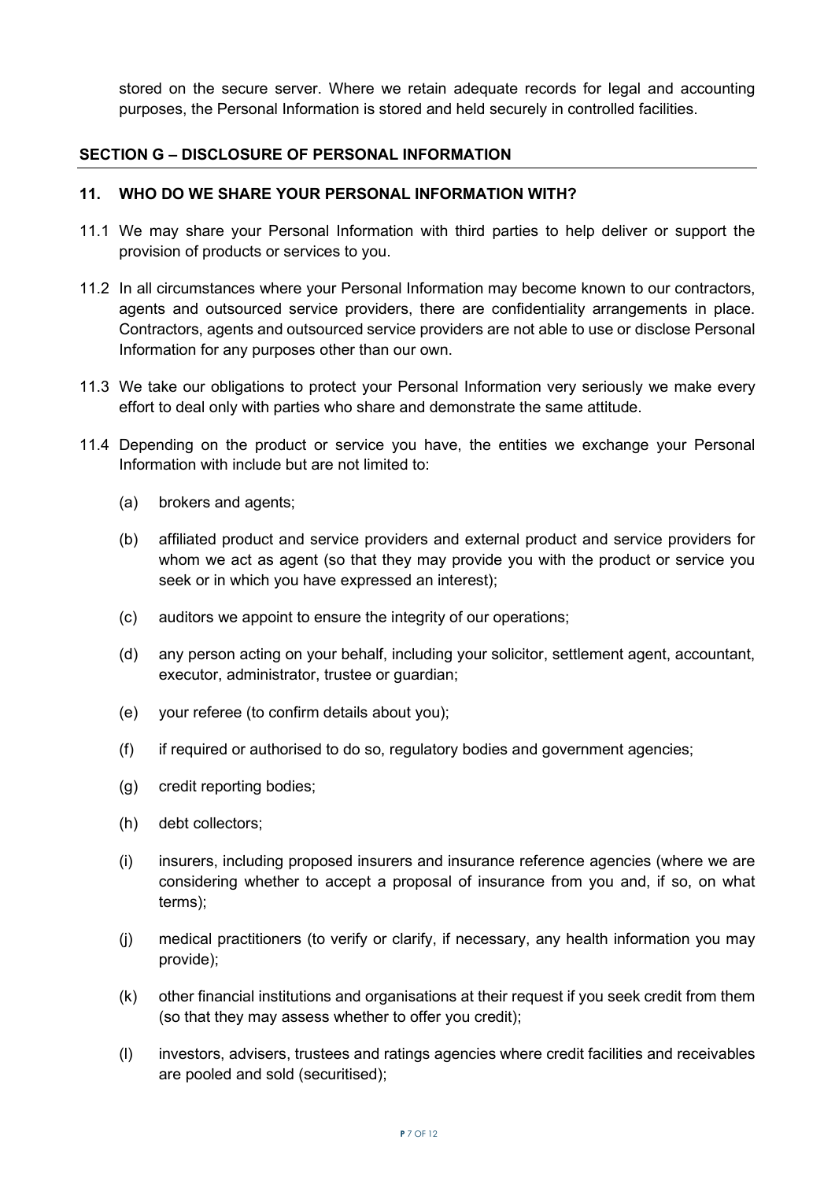stored on the secure server. Where we retain adequate records for legal and accounting purposes, the Personal Information is stored and held securely in controlled facilities.

## SECTION G – DISCLOSURE OF PERSONAL INFORMATION

### 11. WHO DO WE SHARE YOUR PERSONAL INFORMATION WITH?

11.1 We may share your Personal Information with third parties to help deliver or support the provision of products or services to you.

11.2 In all circumstances where your Personal Information may become known to our contractors, agents and outsourced service providers, there are confidentiality arrangements in place. Contractors, agents and outsourced service providers are not able to use or disclose Personal Information for any purposes other than our own.

11.3 We take our obligations to protect your Personal Information very seriously we make every effort to deal only with parties who share and demonstrate the same attitude.

11.4 Depending on the product or service you have, the entities we exchange your Personal Information with include but are not limited to:

(a) brokers and agents;

(b) affiliated product and service providers and external product and service providers for whom we act as agent (so that they may provide you with the product or service you seek or in which you have expressed an interest);

(c) auditors we appoint to ensure the integrity of our operations;

(d) any person acting on your behalf, including your solicitor, settlement agent, accountant, executor, administrator, trustee or guardian;

(e) your referee (to confirm details about you);

(f) if required or authorised to do so, regulatory bodies and government agencies;

(g) credit reporting bodies;

(h) debt collectors;

(i) insurers, including proposed insurers and insurance reference agencies (where we are considering whether to accept a proposal of insurance from you and, if so, on what terms);

(j) medical practitioners (to verify or clarify, if necessary, any health information you may provide);

(k) other financial institutions and organisations at their request if you seek credit from them (so that they may assess whether to offer you credit);

(l) investors, advisers, trustees and ratings agencies where credit facilities and receivables are pooled and sold (securitised);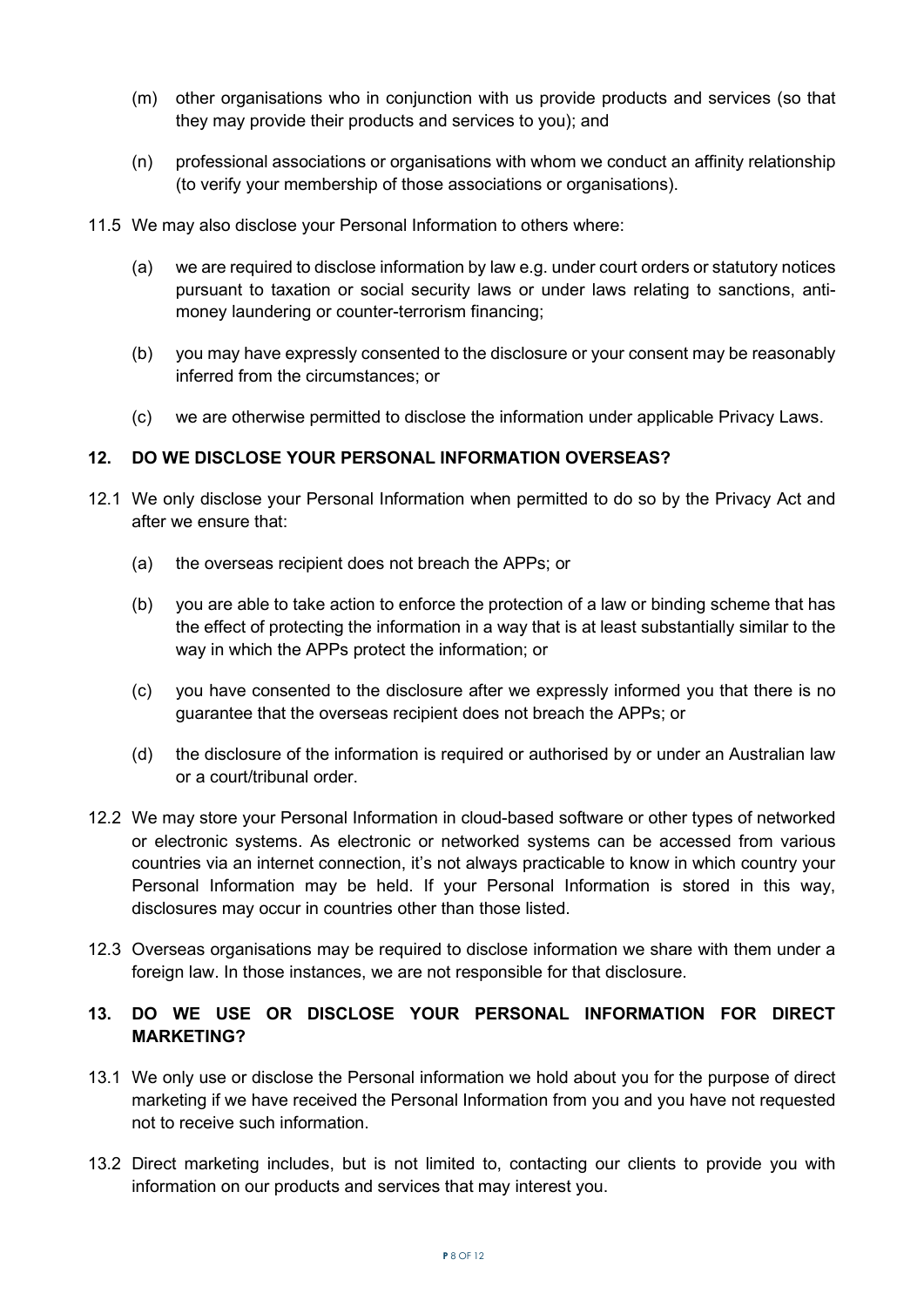(m) other organisations who in conjunction with us provide products and services (so that they may provide their products and services to you); and

(n) professional associations or organisations with whom we conduct an affinity relationship (to verify your membership of those associations or organisations).

11.5 We may also disclose your Personal Information to others where:

(a) we are required to disclose information by law e.g. under court orders or statutory notices pursuant to taxation or social security laws or under laws relating to sanctions, anti-money laundering or counter-terrorism financing;

(b) you may have expressly consented to the disclosure or your consent may be reasonably inferred from the circumstances; or

(c) we are otherwise permitted to disclose the information under applicable Privacy Laws.

## 12. DO WE DISCLOSE YOUR PERSONAL INFORMATION OVERSEAS?

12.1 We only disclose your Personal Information when permitted to do so by the Privacy Act and after we ensure that:

(a) the overseas recipient does not breach the APPs; or

(b) you are able to take action to enforce the protection of a law or binding scheme that has the effect of protecting the information in a way that is at least substantially similar to the way in which the APPs protect the information; or

(c) you have consented to the disclosure after we expressly informed you that there is no guarantee that the overseas recipient does not breach the APPs; or

(d) the disclosure of the information is required or authorised by or under an Australian law or a court/tribunal order.

12.2 We may store your Personal Information in cloud-based software or other types of networked or electronic systems. As electronic or networked systems can be accessed from various countries via an internet connection, it's not always practicable to know in which country your Personal Information may be held. If your Personal Information is stored in this way, disclosures may occur in countries other than those listed.

12.3 Overseas organisations may be required to disclose information we share with them under a foreign law. In those instances, we are not responsible for that disclosure.

## 13. DO WE USE OR DISCLOSE YOUR PERSONAL INFORMATION FOR DIRECT MARKETING?

13.1 We only use or disclose the Personal information we hold about you for the purpose of direct marketing if we have received the Personal Information from you and you have not requested not to receive such information.

13.2 Direct marketing includes, but is not limited to, contacting our clients to provide you with information on our products and services that may interest you.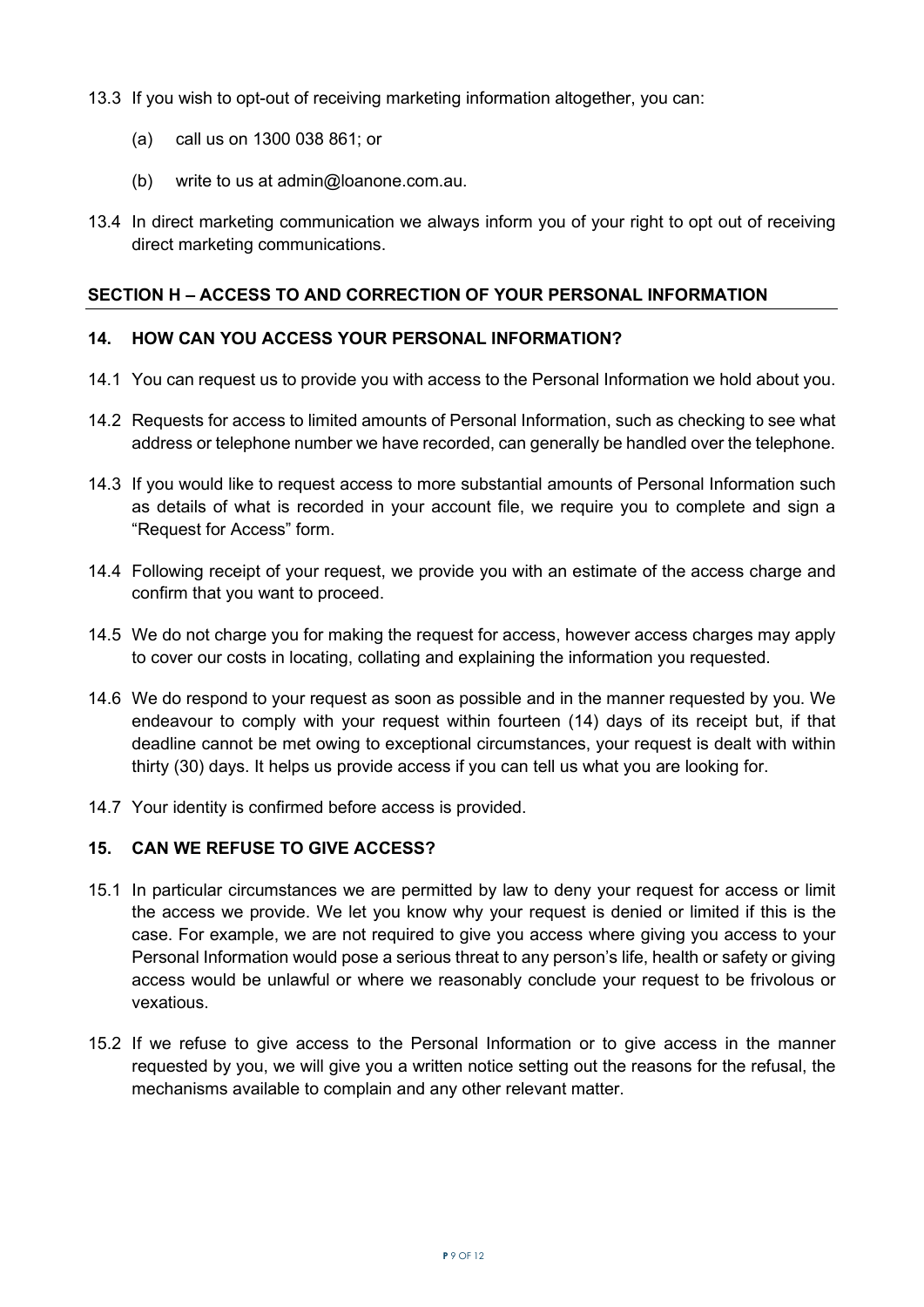13.3 If you wish to opt-out of receiving marketing information altogether, you can:

(a) call us on 1300 038 861; or

(b) write to us at admin@loanone.com.au.

13.4 In direct marketing communication we always inform you of your right to opt out of receiving direct marketing communications.

## SECTION H – ACCESS TO AND CORRECTION OF YOUR PERSONAL INFORMATION

### 14. HOW CAN YOU ACCESS YOUR PERSONAL INFORMATION?

14.1 You can request us to provide you with access to the Personal Information we hold about you.

14.2 Requests for access to limited amounts of Personal Information, such as checking to see what address or telephone number we have recorded, can generally be handled over the telephone.

14.3 If you would like to request access to more substantial amounts of Personal Information such as details of what is recorded in your account file, we require you to complete and sign a "Request for Access" form.

14.4 Following receipt of your request, we provide you with an estimate of the access charge and confirm that you want to proceed.

14.5 We do not charge you for making the request for access, however access charges may apply to cover our costs in locating, collating and explaining the information you requested.

14.6 We do respond to your request as soon as possible and in the manner requested by you. We endeavour to comply with your request within fourteen (14) days of its receipt but, if that deadline cannot be met owing to exceptional circumstances, your request is dealt with within thirty (30) days. It helps us provide access if you can tell us what you are looking for.

14.7 Your identity is confirmed before access is provided.

### 15. CAN WE REFUSE TO GIVE ACCESS?

15.1 In particular circumstances we are permitted by law to deny your request for access or limit the access we provide. We let you know why your request is denied or limited if this is the case. For example, we are not required to give you access where giving you access to your Personal Information would pose a serious threat to any person's life, health or safety or giving access would be unlawful or where we reasonably conclude your request to be frivolous or vexatious.

15.2 If we refuse to give access to the Personal Information or to give access in the manner requested by you, we will give you a written notice setting out the reasons for the refusal, the mechanisms available to complain and any other relevant matter.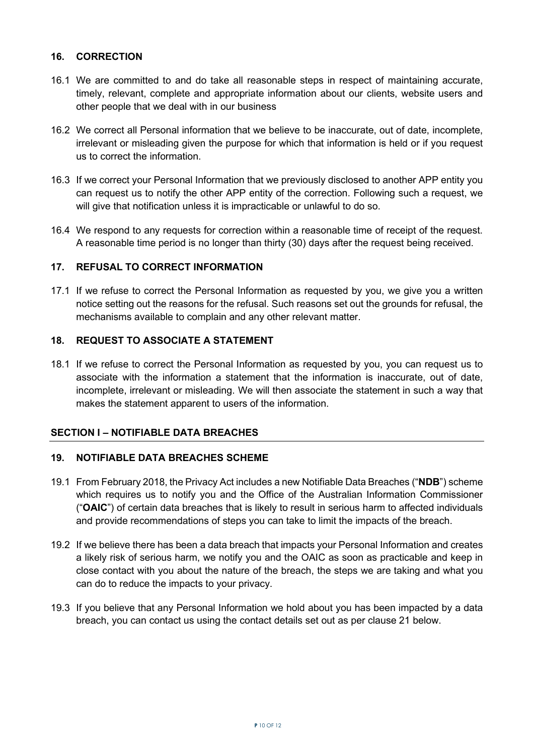## 16. CORRECTION

16.1 We are committed to and do take all reasonable steps in respect of maintaining accurate, timely, relevant, complete and appropriate information about our clients, website users and other people that we deal with in our business

16.2 We correct all Personal information that we believe to be inaccurate, out of date, incomplete, irrelevant or misleading given the purpose for which that information is held or if you request us to correct the information.

16.3 If we correct your Personal Information that we previously disclosed to another APP entity you can request us to notify the other APP entity of the correction. Following such a request, we will give that notification unless it is impracticable or unlawful to do so.

16.4 We respond to any requests for correction within a reasonable time of receipt of the request. A reasonable time period is no longer than thirty (30) days after the request being received.

## 17. REFUSAL TO CORRECT INFORMATION

17.1 If we refuse to correct the Personal Information as requested by you, we give you a written notice setting out the reasons for the refusal. Such reasons set out the grounds for refusal, the mechanisms available to complain and any other relevant matter.

## 18. REQUEST TO ASSOCIATE A STATEMENT

18.1 If we refuse to correct the Personal Information as requested by you, you can request us to associate with the information a statement that the information is inaccurate, out of date, incomplete, irrelevant or misleading. We will then associate the statement in such a way that makes the statement apparent to users of the information.

# SECTION I – NOTIFIABLE DATA BREACHES

## 19. NOTIFIABLE DATA BREACHES SCHEME

19.1 From February 2018, the Privacy Act includes a new Notifiable Data Breaches ("**NDB**") scheme which requires us to notify you and the Office of the Australian Information Commissioner ("**OAIC**") of certain data breaches that is likely to result in serious harm to affected individuals and provide recommendations of steps you can take to limit the impacts of the breach.

19.2 If we believe there has been a data breach that impacts your Personal Information and creates a likely risk of serious harm, we notify you and the OAIC as soon as practicable and keep in close contact with you about the nature of the breach, the steps we are taking and what you can do to reduce the impacts to your privacy.

19.3 If you believe that any Personal Information we hold about you has been impacted by a data breach, you can contact us using the contact details set out as per clause 21 below.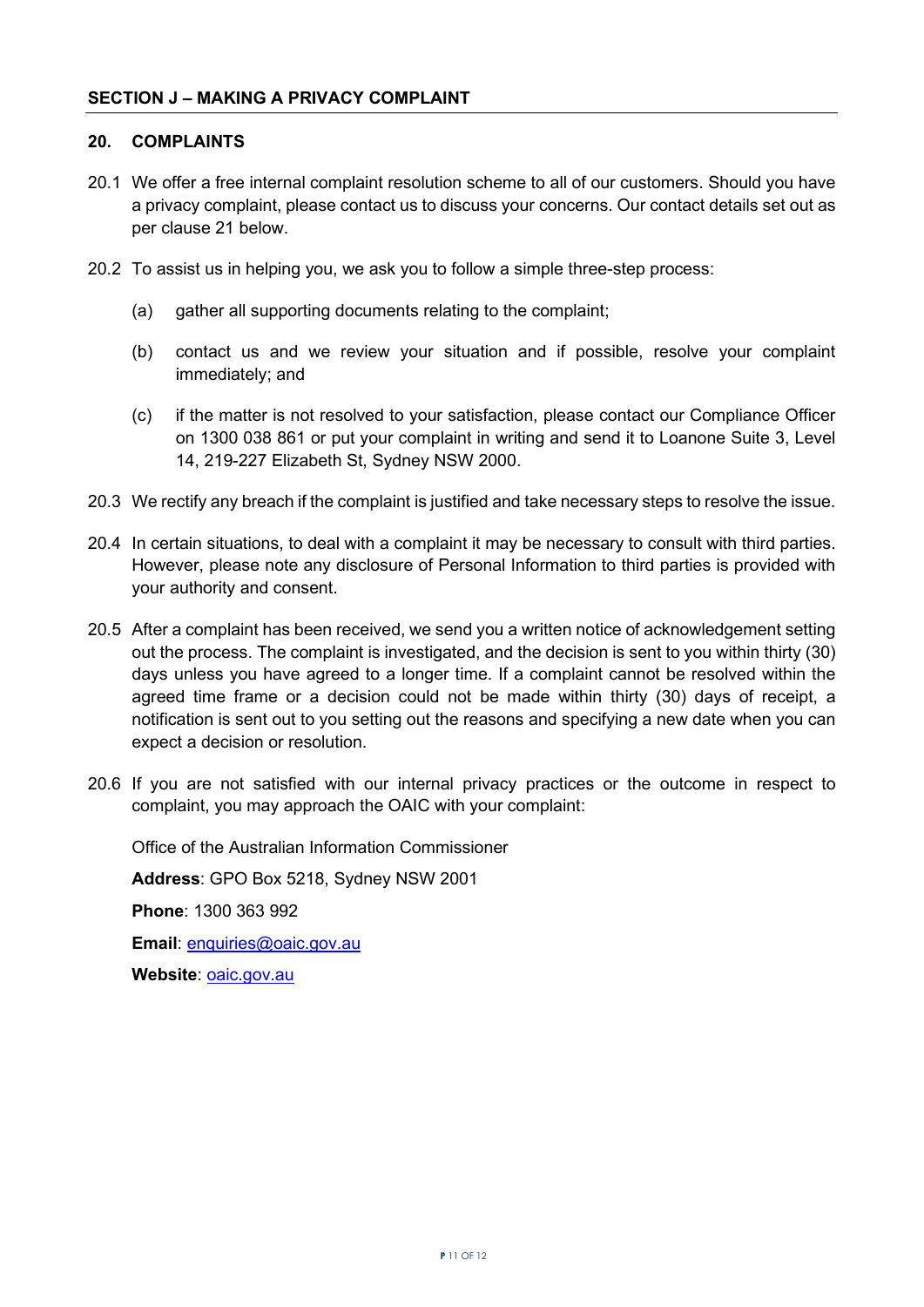## SECTION J – MAKING A PRIVACY COMPLAINT

### 20. COMPLAINTS

20.1 We offer a free internal complaint resolution scheme to all of our customers. Should you have a privacy complaint, please contact us to discuss your concerns. Our contact details set out as per clause 21 below.

20.2 To assist us in helping you, we ask you to follow a simple three-step process:

(a) gather all supporting documents relating to the complaint;

(b) contact us and we review your situation and if possible, resolve your complaint immediately; and

(c) if the matter is not resolved to your satisfaction, please contact our Compliance Officer on 1300 038 861 or put your complaint in writing and send it to Loanone Suite 3, Level 14, 219-227 Elizabeth St, Sydney NSW 2000.

20.3 We rectify any breach if the complaint is justified and take necessary steps to resolve the issue.

20.4 In certain situations, to deal with a complaint it may be necessary to consult with third parties. However, please note any disclosure of Personal Information to third parties is provided with your authority and consent.

20.5 After a complaint has been received, we send you a written notice of acknowledgement setting out the process. The complaint is investigated, and the decision is sent to you within thirty (30) days unless you have agreed to a longer time. If a complaint cannot be resolved within the agreed time frame or a decision could not be made within thirty (30) days of receipt, a notification is sent out to you setting out the reasons and specifying a new date when you can expect a decision or resolution.

20.6 If you are not satisfied with our internal privacy practices or the outcome in respect to complaint, you may approach the OAIC with your complaint:

Office of the Australian Information Commissioner

**Address**: GPO Box 5218, Sydney NSW 2001

**Phone**: 1300 363 992

**Email**: enquiries@oaic.gov.au

**Website**: oaic.gov.au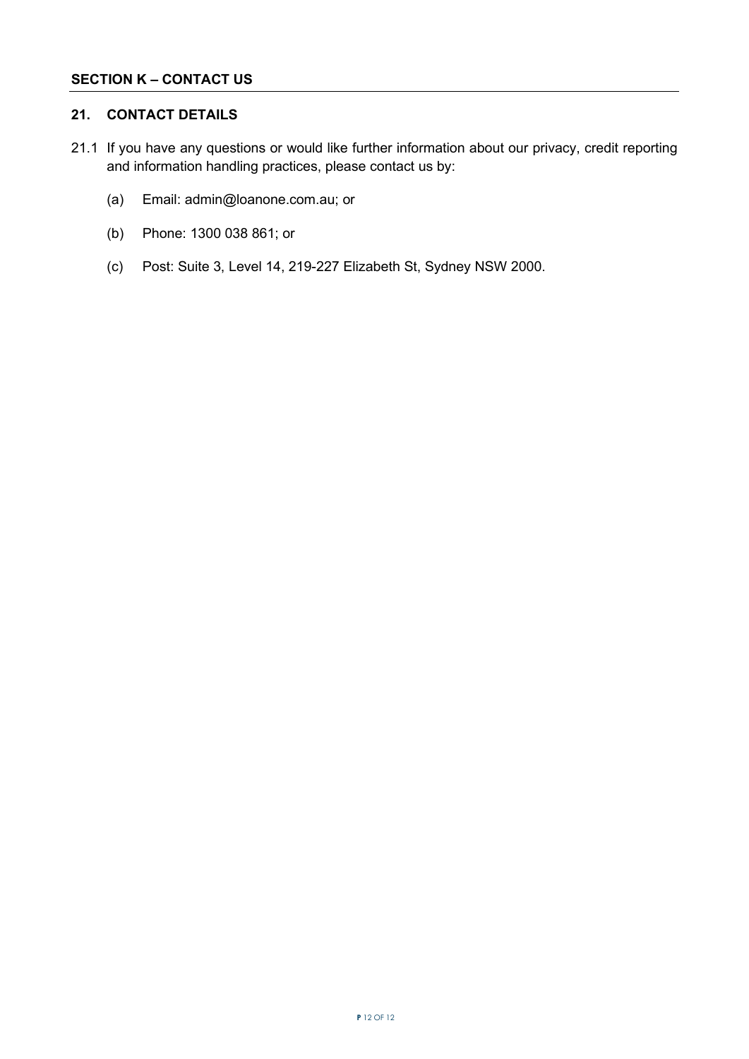## SECTION K – CONTACT US

### 21. CONTACT DETAILS

21.1 If you have any questions or would like further information about our privacy, credit reporting and information handling practices, please contact us by:

(a) Email: admin@loanone.com.au; or

(b) Phone: 1300 038 861; or

(c) Post: Suite 3, Level 14, 219-227 Elizabeth St, Sydney NSW 2000.